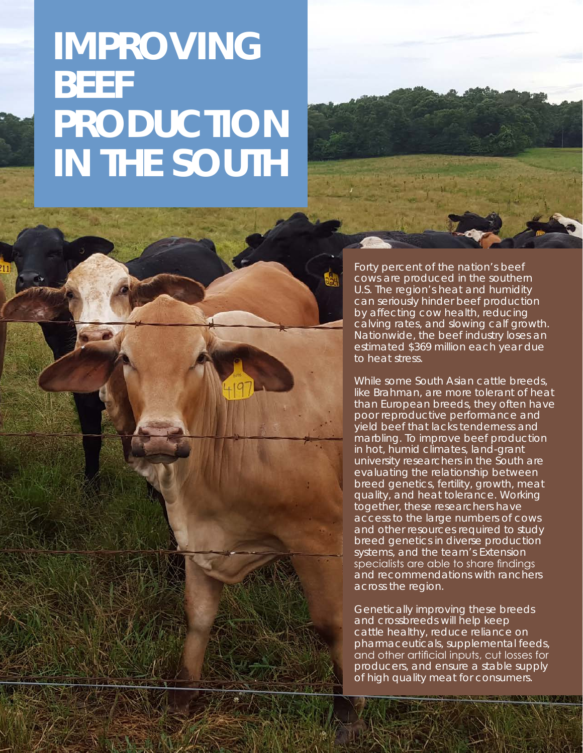# IMPROVING BEEF PRODUCTION IN THE SOUTH

Forty percent of the nation's beef cows are produced in the southern U.S. The region's heat and humidity can seriously hinder beef production by affecting cow health, reducing calving rates, and slowing calf growth. Nationwide, the beef industry loses an estimated $369 million each year due to heat stress.

While some South Asian cattle breeds, like Brahman, are more tolerant of heat than European breeds, they often have poor reproductive performance and yield beef that lacks tenderness and marbling. To improve beef production in hot, humid climates, land-grant university researchers in the South are evaluating the relationship between breed genetics, fertility, growth, meat quality, and heat tolerance. Working together, these researchers have access to the large numbers of cows and other resources required to study breed genetics in diverse production systems, and the team's Extension specialists are able to share findings and recommendations with ranchers across the region.

Genetically improving these breeds and crossbreeds will help keep cattle healthy, reduce reliance on pharmaceuticals, supplemental feeds, and other artificial inputs, cut losses for producers, and ensure a stable supply of high quality meat for consumers.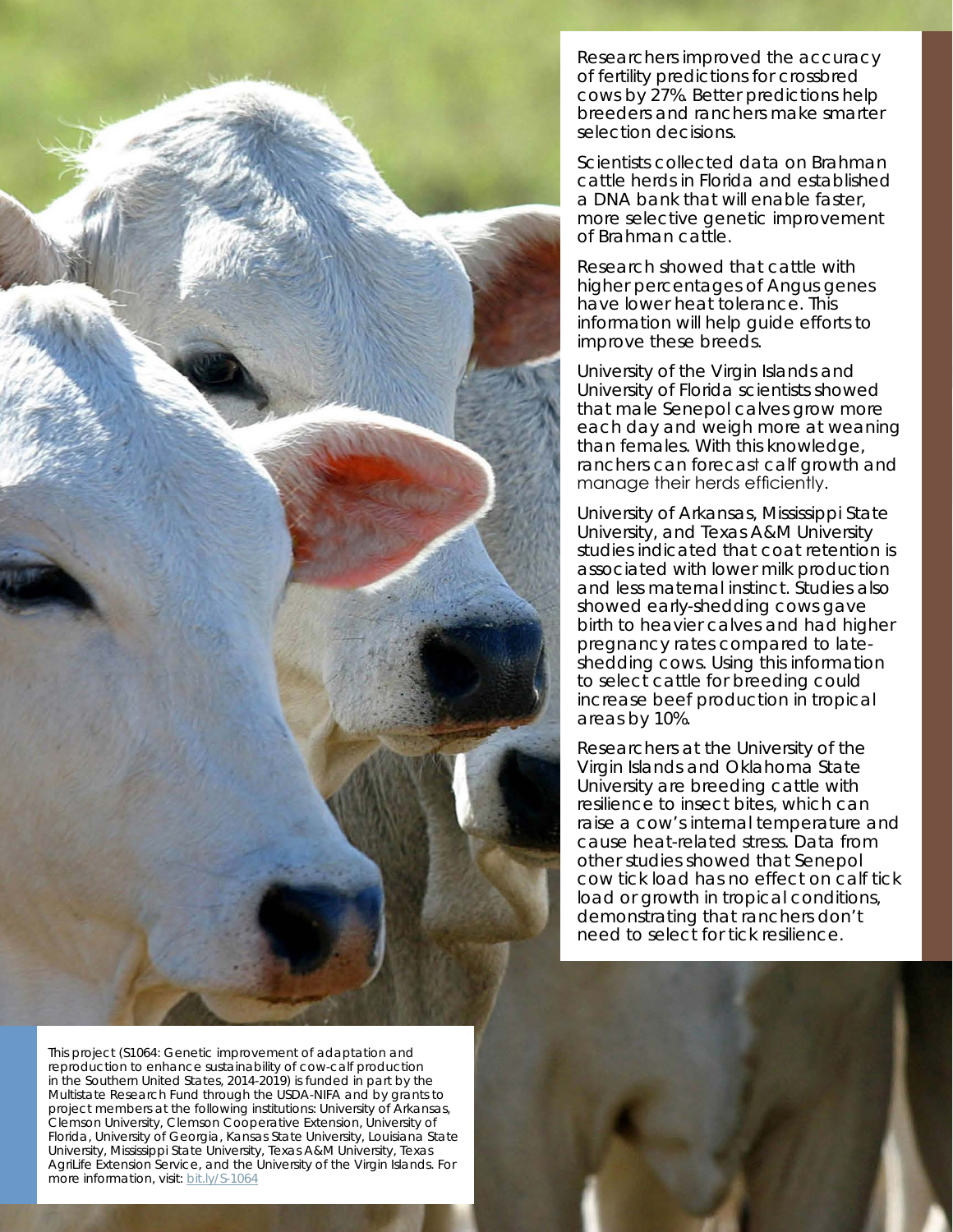Researchers improved the accuracy of fertility predictions for crossbred cows by 27%. Better predictions help breeders and ranchers make smarter selection decisions.

Scientists collected data on Brahman cattle herds in Florida and established a DNA bank that will enable faster, more selective genetic improvement of Brahman cattle.

Research showed that cattle with higher percentages of Angus genes have lower heat tolerance. This information will help guide efforts to improve these breeds.

University of the Virgin Islands and University of Florida scientists showed that male Senepol calves grow more each day and weigh more at weaning than females. With this knowledge, ranchers can forecast calf growth and manage their herds efficiently.

University of Arkansas, Mississippi State University, and Texas A&M University studies indicated that coat retention is associated with lower milk production and less maternal instinct. Studies also showed early-shedding cows gave birth to heavier calves and had higher pregnancy rates compared to late-shedding cows. Using this information to select cattle for breeding could increase beef production in tropical areas by 10%.

Researchers at the University of the Virgin Islands and Oklahoma State University are breeding cattle with resilience to insect bites, which can raise a cow's internal temperature and cause heat-related stress. Data from other studies showed that Senepol cow tick load has no effect on calf tick load or growth in tropical conditions, demonstrating that ranchers don't need to select for tick resilience.

This project (S1064: Genetic improvement of adaptation and reproduction to enhance sustainability of cow-calf production in the Southern United States, 2014-2019) is funded in part by the Multistate Research Fund through the USDA-NIFA and by grants to project members at the following institutions: University of Arkansas, Clemson University, Clemson Cooperative Extension, University of Florida, University of Georgia, Kansas State University, Louisiana State University, Mississippi State University, Texas A&M University, Texas AgriLife Extension Service, and the University of the Virgin Islands. For more information, visit: bit.ly/S-1064